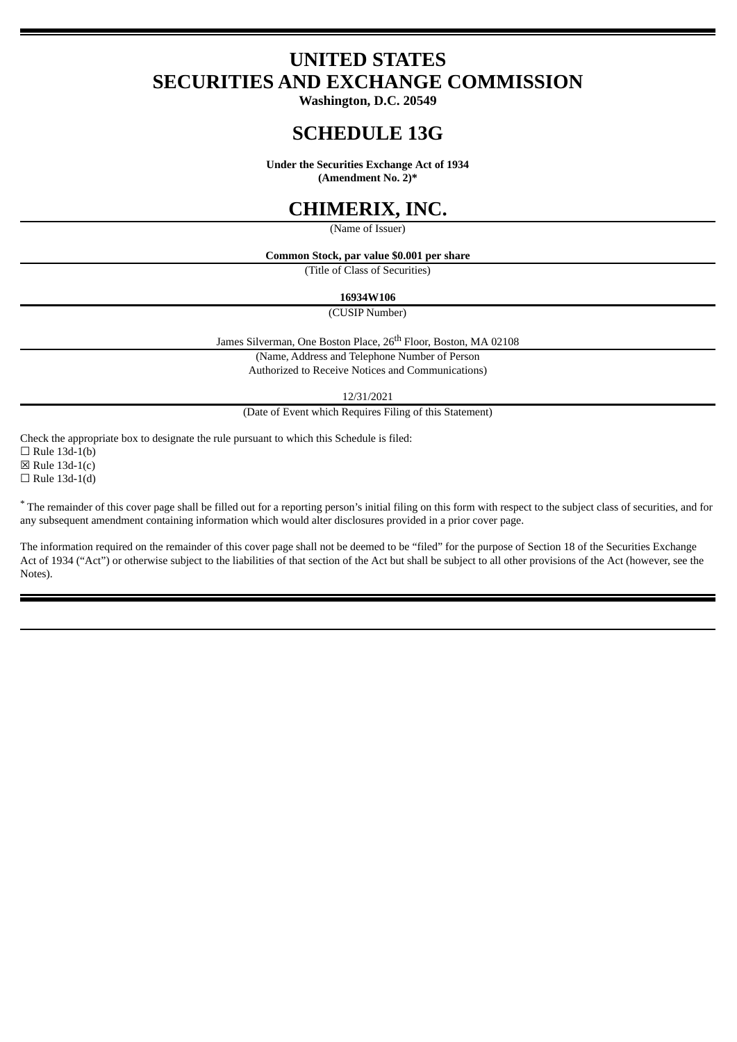# UNITED STATES
# SECURITIES AND EXCHANGE COMMISSION

**Washington, D.C. 20549**

# SCHEDULE 13G

**Under the Securities Exchange Act of 1934**
**(Amendment No. 2)***

# CHIMERIX, INC.

(Name of Issuer)

**Common Stock, par value $0.001 per share**

(Title of Class of Securities)

**16934W106**

(CUSIP Number)

James Silverman, One Boston Place, 26th Floor, Boston, MA 02108

(Name, Address and Telephone Number of Person
Authorized to Receive Notices and Communications)

12/31/2021

(Date of Event which Requires Filing of this Statement)

Check the appropriate box to designate the rule pursuant to which this Schedule is filed:

☐ Rule 13d-1(b)
☒ Rule 13d-1(c)
☐ Rule 13d-1(d)

* The remainder of this cover page shall be filled out for a reporting person's initial filing on this form with respect to the subject class of securities, and for any subsequent amendment containing information which would alter disclosures provided in a prior cover page.

The information required on the remainder of this cover page shall not be deemed to be "filed" for the purpose of Section 18 of the Securities Exchange Act of 1934 ("Act") or otherwise subject to the liabilities of that section of the Act but shall be subject to all other provisions of the Act (however, see the Notes).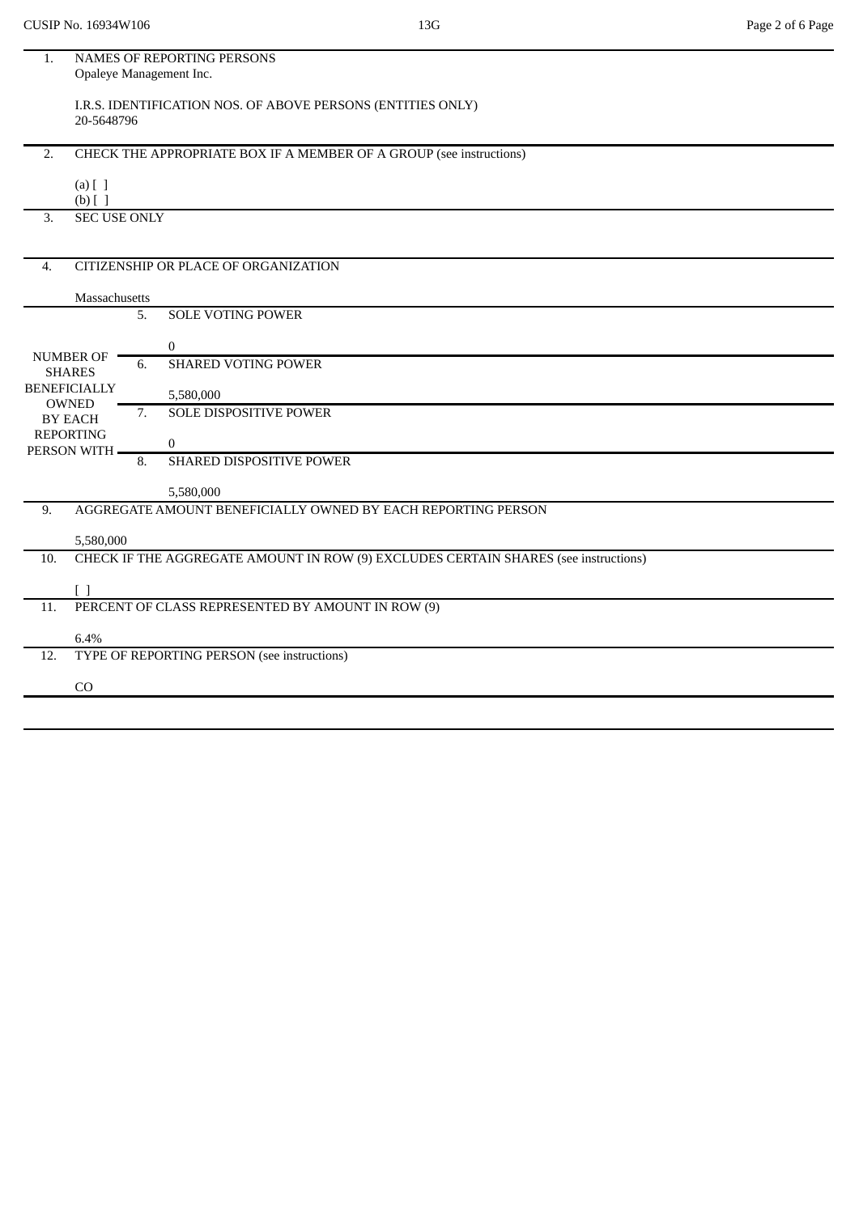| | | |
|---|---|---|
| 1. | NAMES OF REPORTING PERSONS<br>Opaleye Management Inc.<br><br>I.R.S. IDENTIFICATION NOS. OF ABOVE PERSONS (ENTITIES ONLY)<br>20-5648796 | |
| 2. | CHECK THE APPROPRIATE BOX IF A MEMBER OF A GROUP (see instructions)<br><br>(a) [ ]<br>(b) [ ] | |
| 3. | SEC USE ONLY | |
| 4. | CITIZENSHIP OR PLACE OF ORGANIZATION<br><br>Massachusetts | |
| NUMBER OF SHARES BENEFICIALLY OWNED BY EACH REPORTING PERSON WITH | 5. | SOLE VOTING POWER<br><br>0 |
| | 6. | SHARED VOTING POWER<br><br>5,580,000 |
| | 7. | SOLE DISPOSITIVE POWER<br><br>0 |
| | 8. | SHARED DISPOSITIVE POWER<br><br>5,580,000 |
| 9. | AGGREGATE AMOUNT BENEFICIALLY OWNED BY EACH REPORTING PERSON<br><br>5,580,000 | |
| 10. | CHECK IF THE AGGREGATE AMOUNT IN ROW (9) EXCLUDES CERTAIN SHARES (see instructions)<br><br>[ ] | |
| 11. | PERCENT OF CLASS REPRESENTED BY AMOUNT IN ROW (9)<br><br>6.4% | |
| 12. | TYPE OF REPORTING PERSON (see instructions)<br><br>CO | |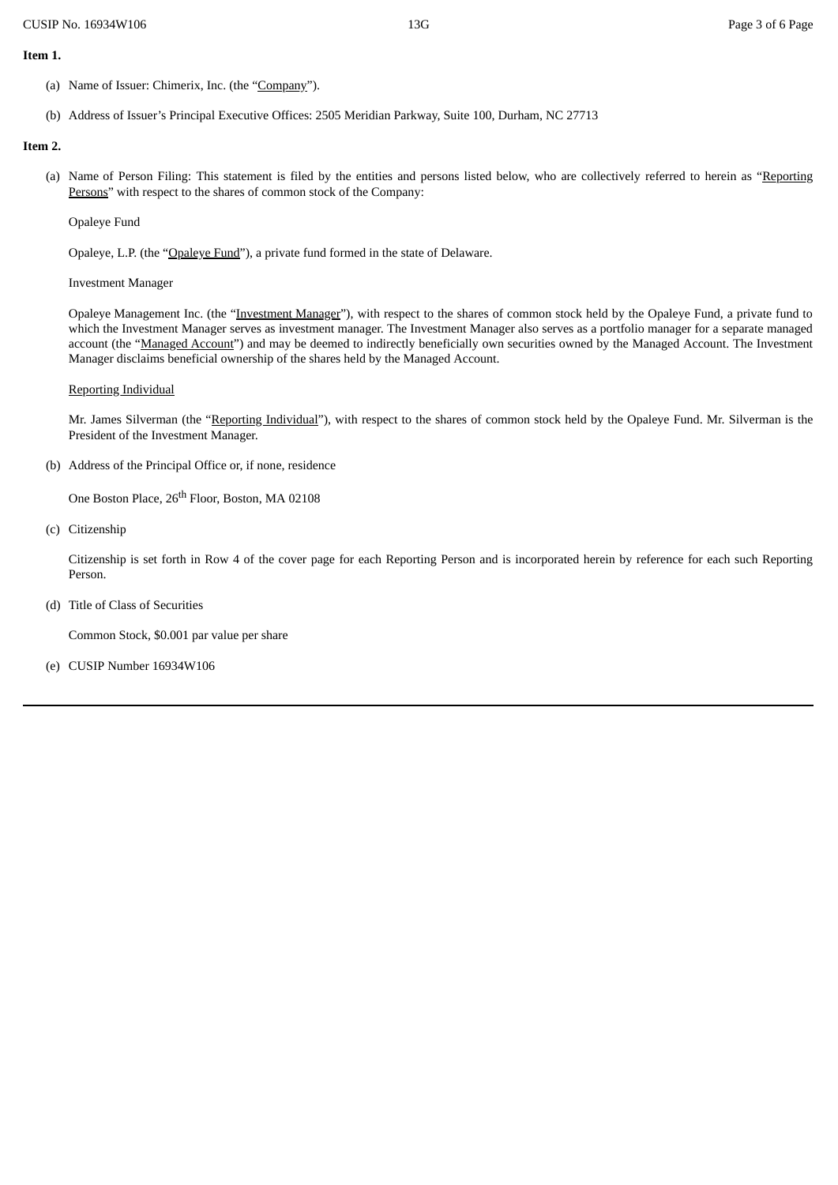**Item 1.**

(a) Name of Issuer: Chimerix, Inc. (the "Company").

(b) Address of Issuer's Principal Executive Offices: 2505 Meridian Parkway, Suite 100, Durham, NC 27713

**Item 2.**

(a) Name of Person Filing: This statement is filed by the entities and persons listed below, who are collectively referred to herein as "Reporting Persons" with respect to the shares of common stock of the Company:

Opaleye Fund

Opaleye, L.P. (the "Opaleye Fund"), a private fund formed in the state of Delaware.

Investment Manager

Opaleye Management Inc. (the "Investment Manager"), with respect to the shares of common stock held by the Opaleye Fund, a private fund to which the Investment Manager serves as investment manager. The Investment Manager also serves as a portfolio manager for a separate managed account (the "Managed Account") and may be deemed to indirectly beneficially own securities owned by the Managed Account. The Investment Manager disclaims beneficial ownership of the shares held by the Managed Account.

Reporting Individual

Mr. James Silverman (the "Reporting Individual"), with respect to the shares of common stock held by the Opaleye Fund. Mr. Silverman is the President of the Investment Manager.

(b) Address of the Principal Office or, if none, residence

One Boston Place, 26th Floor, Boston, MA 02108

(c) Citizenship

Citizenship is set forth in Row 4 of the cover page for each Reporting Person and is incorporated herein by reference for each such Reporting Person.

(d) Title of Class of Securities

Common Stock, $0.001 par value per share

(e) CUSIP Number 16934W106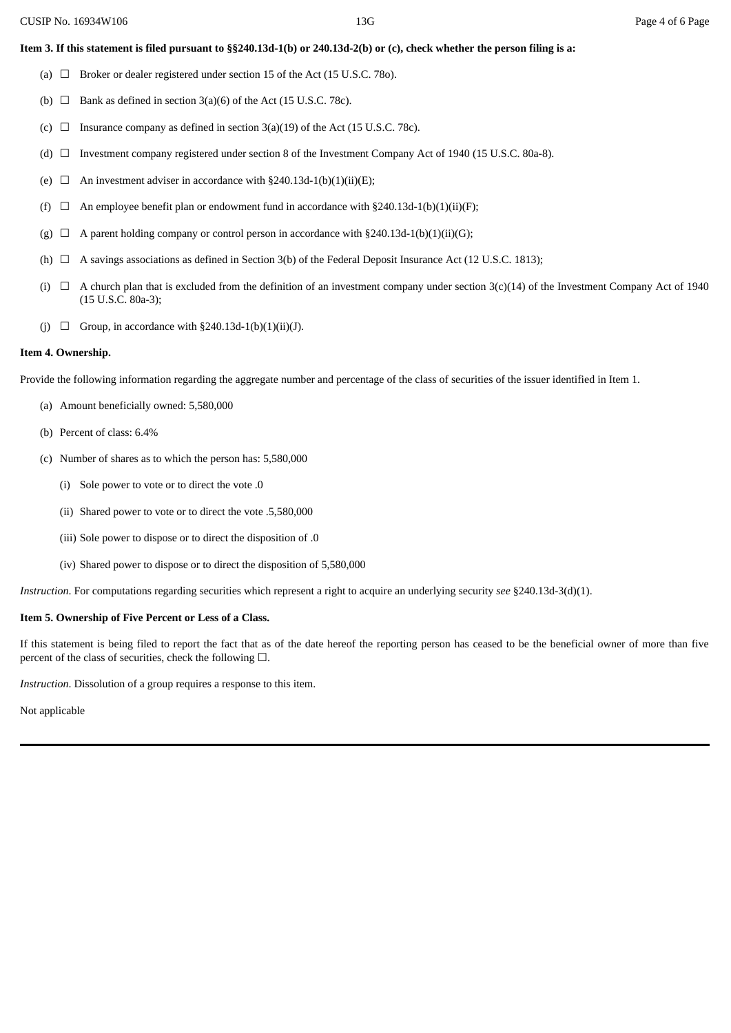**Item 3. If this statement is filed pursuant to §§240.13d-1(b) or 240.13d-2(b) or (c), check whether the person filing is a:**

(a) ☐ Broker or dealer registered under section 15 of the Act (15 U.S.C. 78o).

(b) ☐ Bank as defined in section 3(a)(6) of the Act (15 U.S.C. 78c).

(c) ☐ Insurance company as defined in section 3(a)(19) of the Act (15 U.S.C. 78c).

(d) ☐ Investment company registered under section 8 of the Investment Company Act of 1940 (15 U.S.C. 80a-8).

(e) ☐ An investment adviser in accordance with §240.13d-1(b)(1)(ii)(E);

(f) ☐ An employee benefit plan or endowment fund in accordance with §240.13d-1(b)(1)(ii)(F);

(g) ☐ A parent holding company or control person in accordance with §240.13d-1(b)(1)(ii)(G);

(h) ☐ A savings associations as defined in Section 3(b) of the Federal Deposit Insurance Act (12 U.S.C. 1813);

(i) ☐ A church plan that is excluded from the definition of an investment company under section 3(c)(14) of the Investment Company Act of 1940 (15 U.S.C. 80a-3);

(j) ☐ Group, in accordance with §240.13d-1(b)(1)(ii)(J).

**Item 4. Ownership.**

Provide the following information regarding the aggregate number and percentage of the class of securities of the issuer identified in Item 1.

(a) Amount beneficially owned: 5,580,000

(b) Percent of class: 6.4%

(c) Number of shares as to which the person has: 5,580,000

(i) Sole power to vote or to direct the vote .0

(ii) Shared power to vote or to direct the vote .5,580,000

(iii) Sole power to dispose or to direct the disposition of .0

(iv) Shared power to dispose or to direct the disposition of 5,580,000

*Instruction*. For computations regarding securities which represent a right to acquire an underlying security *see* §240.13d-3(d)(1).

**Item 5. Ownership of Five Percent or Less of a Class.**

If this statement is being filed to report the fact that as of the date hereof the reporting person has ceased to be the beneficial owner of more than five percent of the class of securities, check the following ☐.

*Instruction*. Dissolution of a group requires a response to this item.

Not applicable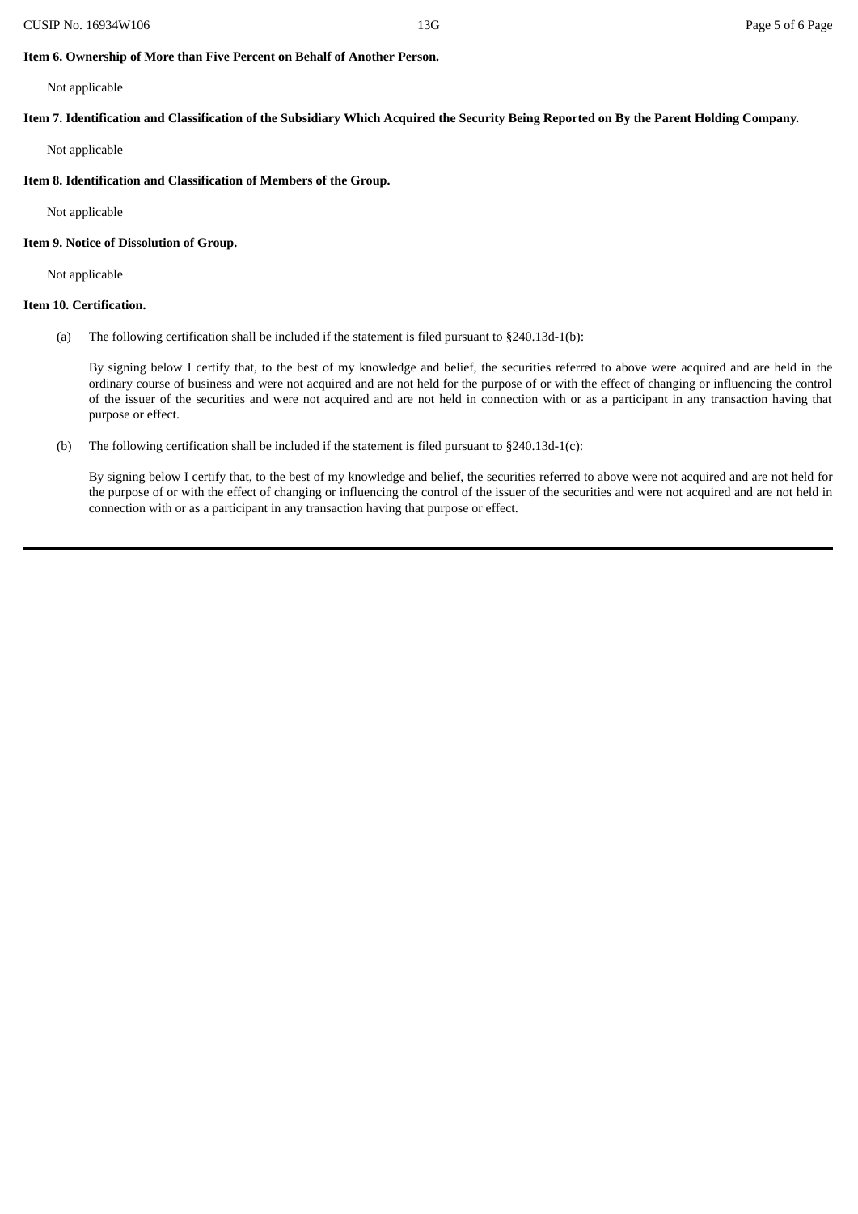**Item 6. Ownership of More than Five Percent on Behalf of Another Person.**

Not applicable

**Item 7. Identification and Classification of the Subsidiary Which Acquired the Security Being Reported on By the Parent Holding Company.**

Not applicable

**Item 8. Identification and Classification of Members of the Group.**

Not applicable

**Item 9. Notice of Dissolution of Group.**

Not applicable

**Item 10. Certification.**

(a) The following certification shall be included if the statement is filed pursuant to §240.13d-1(b):

By signing below I certify that, to the best of my knowledge and belief, the securities referred to above were acquired and are held in the ordinary course of business and were not acquired and are not held for the purpose of or with the effect of changing or influencing the control of the issuer of the securities and were not acquired and are not held in connection with or as a participant in any transaction having that purpose or effect.

(b) The following certification shall be included if the statement is filed pursuant to §240.13d-1(c):

By signing below I certify that, to the best of my knowledge and belief, the securities referred to above were not acquired and are not held for the purpose of or with the effect of changing or influencing the control of the issuer of the securities and were not acquired and are not held in connection with or as a participant in any transaction having that purpose or effect.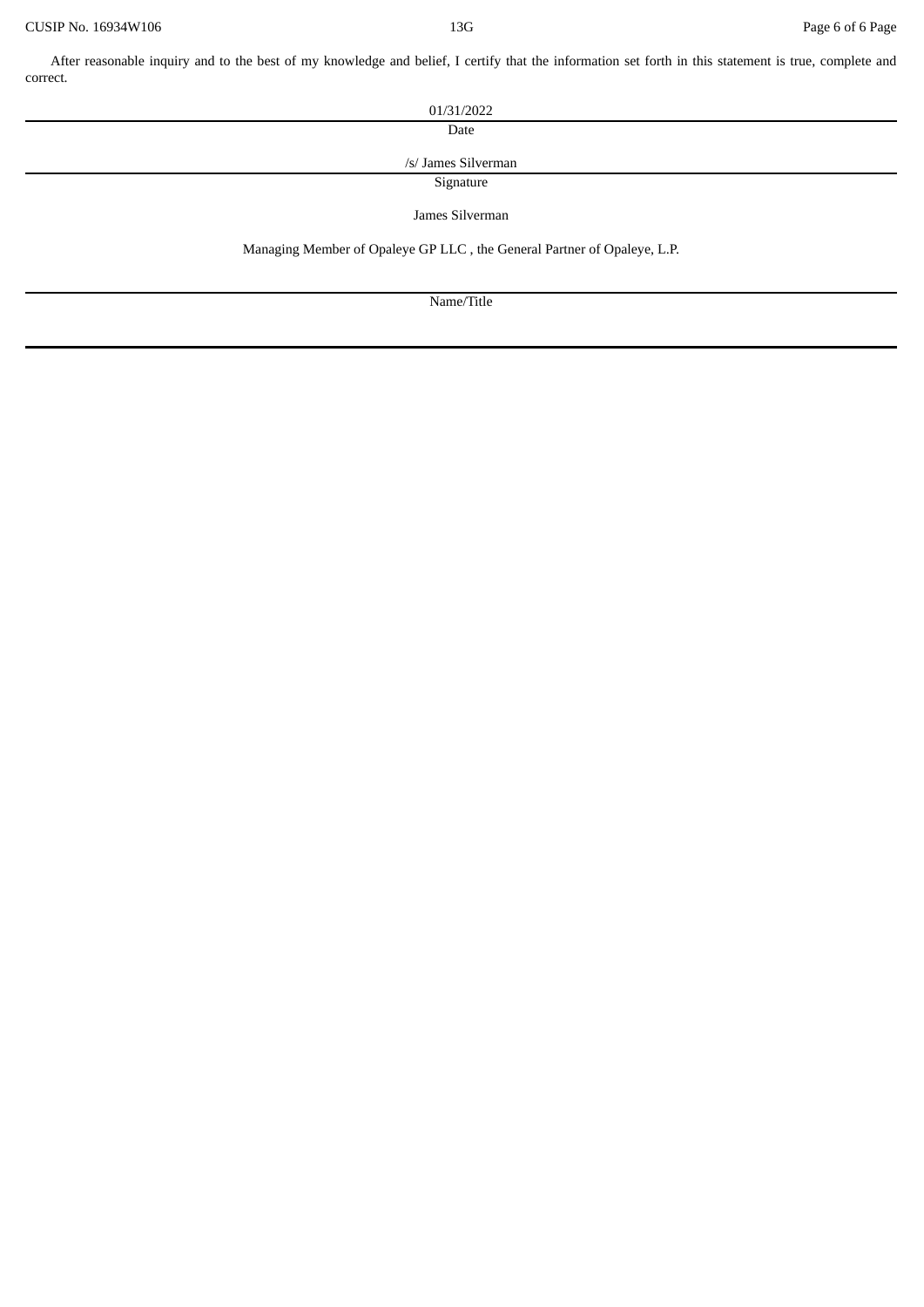After reasonable inquiry and to the best of my knowledge and belief, I certify that the information set forth in this statement is true, complete and correct.

01/31/2022

Date

/s/ James Silverman

Signature

James Silverman

Managing Member of Opaleye GP LLC , the General Partner of Opaleye, L.P.

Name/Title